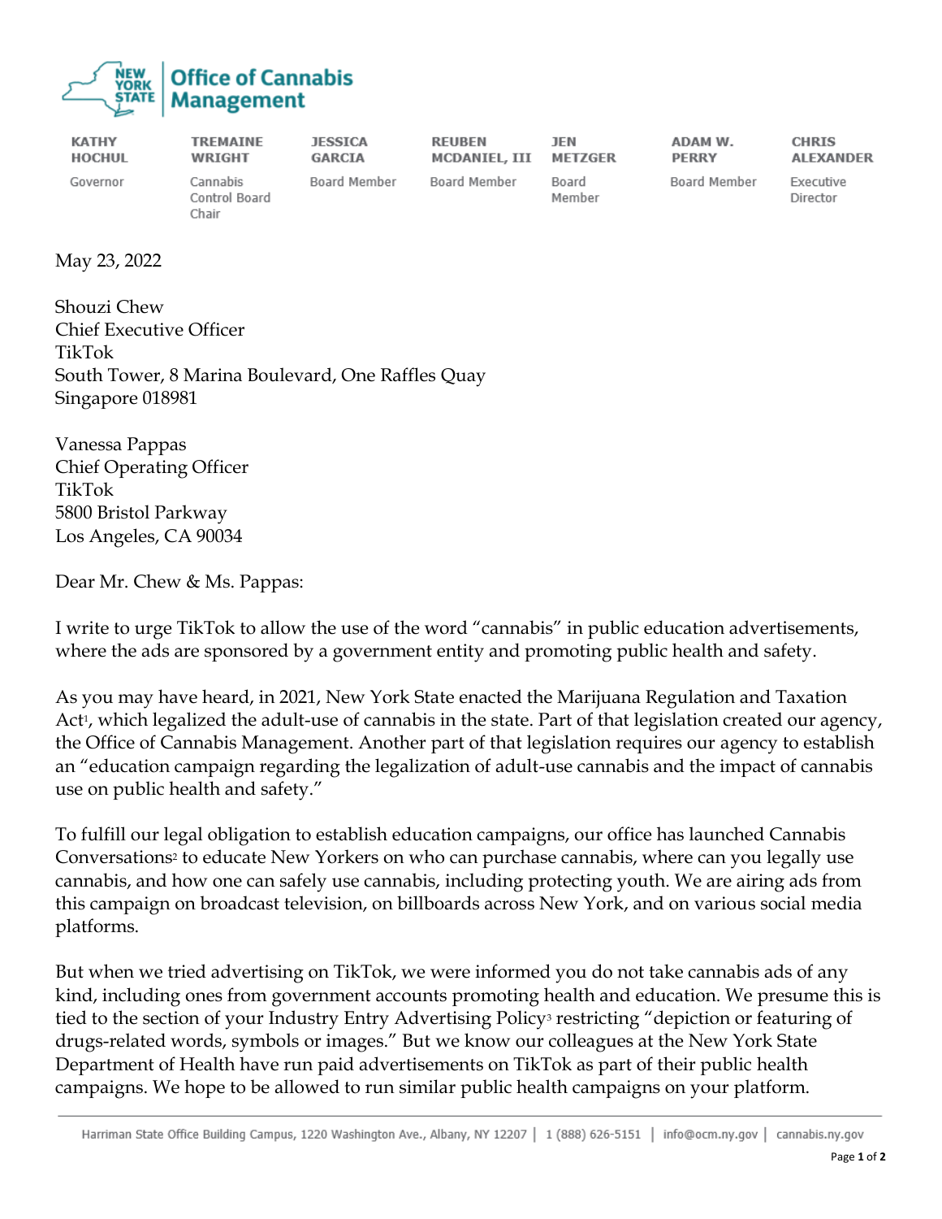**Office of Cannabis Management**

| KATHY HOCHUL | TREMAINE WRIGHT | JESSICA GARCIA | REUBEN MCDANIEL, III | JEN METZGER | ADAM W. PERRY | CHRIS ALEXANDER |
|---|---|---|---|---|---|---|
| Governor | Cannabis Control Board Chair | Board Member | Board Member | Board Member | Board Member | Executive Director |

May 23, 2022

Shouzi Chew
Chief Executive Officer
TikTok
South Tower, 8 Marina Boulevard, One Raffles Quay
Singapore 018981

Vanessa Pappas
Chief Operating Officer
TikTok
5800 Bristol Parkway
Los Angeles, CA 90034

Dear Mr. Chew & Ms. Pappas:

I write to urge TikTok to allow the use of the word "cannabis" in public education advertisements, where the ads are sponsored by a government entity and promoting public health and safety.

As you may have heard, in 2021, New York State enacted the Marijuana Regulation and Taxation Act[1], which legalized the adult-use of cannabis in the state. Part of that legislation created our agency, the Office of Cannabis Management. Another part of that legislation requires our agency to establish an "education campaign regarding the legalization of adult-use cannabis and the impact of cannabis use on public health and safety."

To fulfill our legal obligation to establish education campaigns, our office has launched Cannabis Conversations[2] to educate New Yorkers on who can purchase cannabis, where can you legally use cannabis, and how one can safely use cannabis, including protecting youth. We are airing ads from this campaign on broadcast television, on billboards across New York, and on various social media platforms.

But when we tried advertising on TikTok, we were informed you do not take cannabis ads of any kind, including ones from government accounts promoting health and education. We presume this is tied to the section of your Industry Entry Advertising Policy[3] restricting "depiction or featuring of drugs-related words, symbols or images." But we know our colleagues at the New York State Department of Health have run paid advertisements on TikTok as part of their public health campaigns. We hope to be allowed to run similar public health campaigns on your platform.

Harriman State Office Building Campus, 1220 Washington Ave., Albany, NY 12207 | 1 (888) 626-5151 | info@ocm.ny.gov | cannabis.ny.gov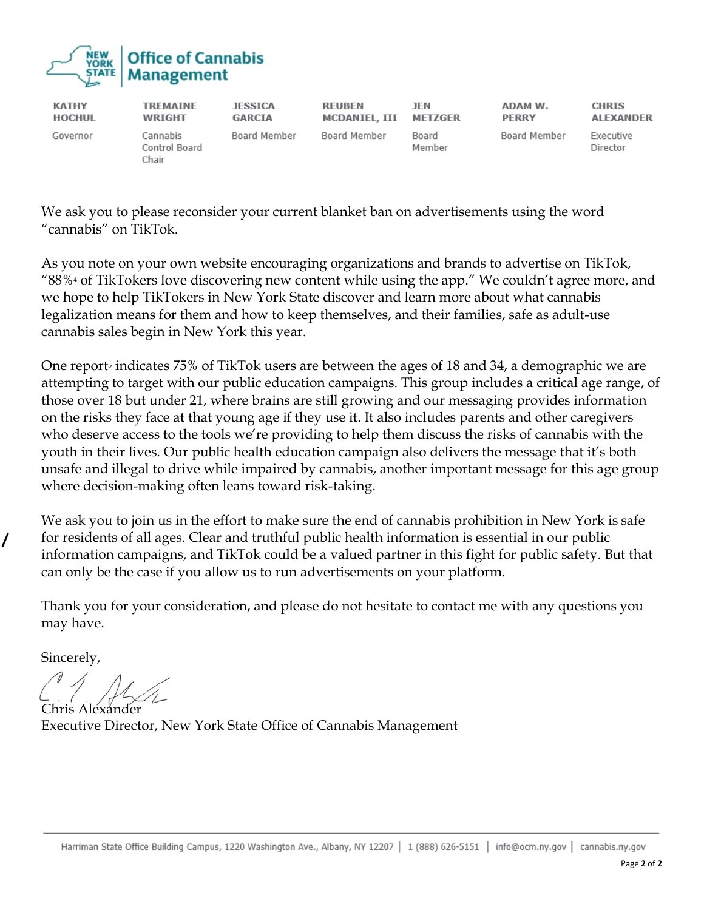**NEW YORK STATE | Office of Cannabis Management**

| KATHY HOCHUL | TREMAINE WRIGHT | JESSICA GARCIA | REUBEN MCDANIEL, III | JEN METZGER | ADAM W. PERRY | CHRIS ALEXANDER |
| --- | --- | --- | --- | --- | --- | --- |
| Governor | Cannabis Control Board Chair | Board Member | Board Member | Board Member | Board Member | Executive Director |

We ask you to please reconsider your current blanket ban on advertisements using the word "cannabis" on TikTok.

As you note on your own website encouraging organizations and brands to advertise on TikTok, "88%[4] of TikTokers love discovering new content while using the app." We couldn't agree more, and we hope to help TikTokers in New York State discover and learn more about what cannabis legalization means for them and how to keep themselves, and their families, safe as adult-use cannabis sales begin in New York this year.

One report[5] indicates 75% of TikTok users are between the ages of 18 and 34, a demographic we are attempting to target with our public education campaigns. This group includes a critical age range, of those over 18 but under 21, where brains are still growing and our messaging provides information on the risks they face at that young age if they use it. It also includes parents and other caregivers who deserve access to the tools we're providing to help them discuss the risks of cannabis with the youth in their lives. Our public health education campaign also delivers the message that it's both unsafe and illegal to drive while impaired by cannabis, another important message for this age group where decision-making often leans toward risk-taking.

We ask you to join us in the effort to make sure the end of cannabis prohibition in New York is safe for residents of all ages. Clear and truthful public health information is essential in our public information campaigns, and TikTok could be a valued partner in this fight for public safety. But that can only be the case if you allow us to run advertisements on your platform.

Thank you for your consideration, and please do not hesitate to contact me with any questions you may have.

Sincerely,

Chris Alexander
Executive Director, New York State Office of Cannabis Management

Harriman State Office Building Campus, 1220 Washington Ave., Albany, NY 12207 | 1 (888) 626-5151 | info@ocm.ny.gov | cannabis.ny.gov